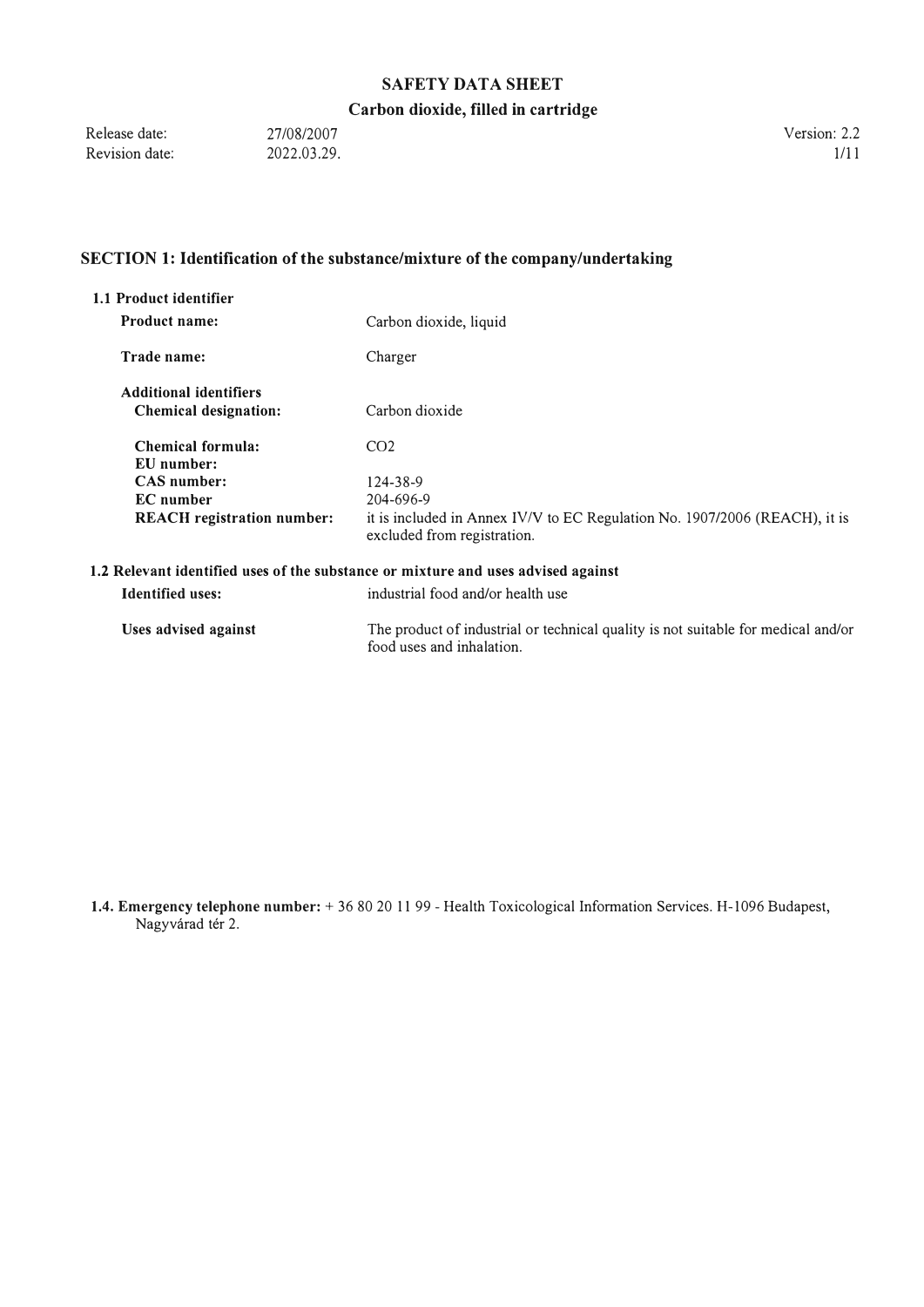# SAFETY DATA SHEET

## Carbon dioxide, filled in cartridge

| Release date: | 27/08/2007 | Version: 2.2 |
|---|---|---|
| Revision date: | 2022.03.29. | |

## SECTION 1: Identification of the substance/mixture of the company/undertaking

### 1.1 Product identifier

**Product name:** Carbon dioxide, liquid

**Trade name:** Charger

**Additional identifiers**

**Chemical designation:** Carbon dioxide

**Chemical formula:** $CO_2$

**EU number:**

**CAS number:** 124-38-9

**EC number** 204-696-9

**REACH registration number:** it is included in Annex IV/V to EC Regulation No. 1907/2006 (REACH), it is excluded from registration.

### 1.2 Relevant identified uses of the substance or mixture and uses advised against

**Identified uses:** industrial food and/or health use

**Uses advised against** The product of industrial or technical quality is not suitable for medical and/or food uses and inhalation.

**1.4. Emergency telephone number:** + 36 80 20 11 99 - Health Toxicological Information Services. H-1096 Budapest, Nagyvárad tér 2.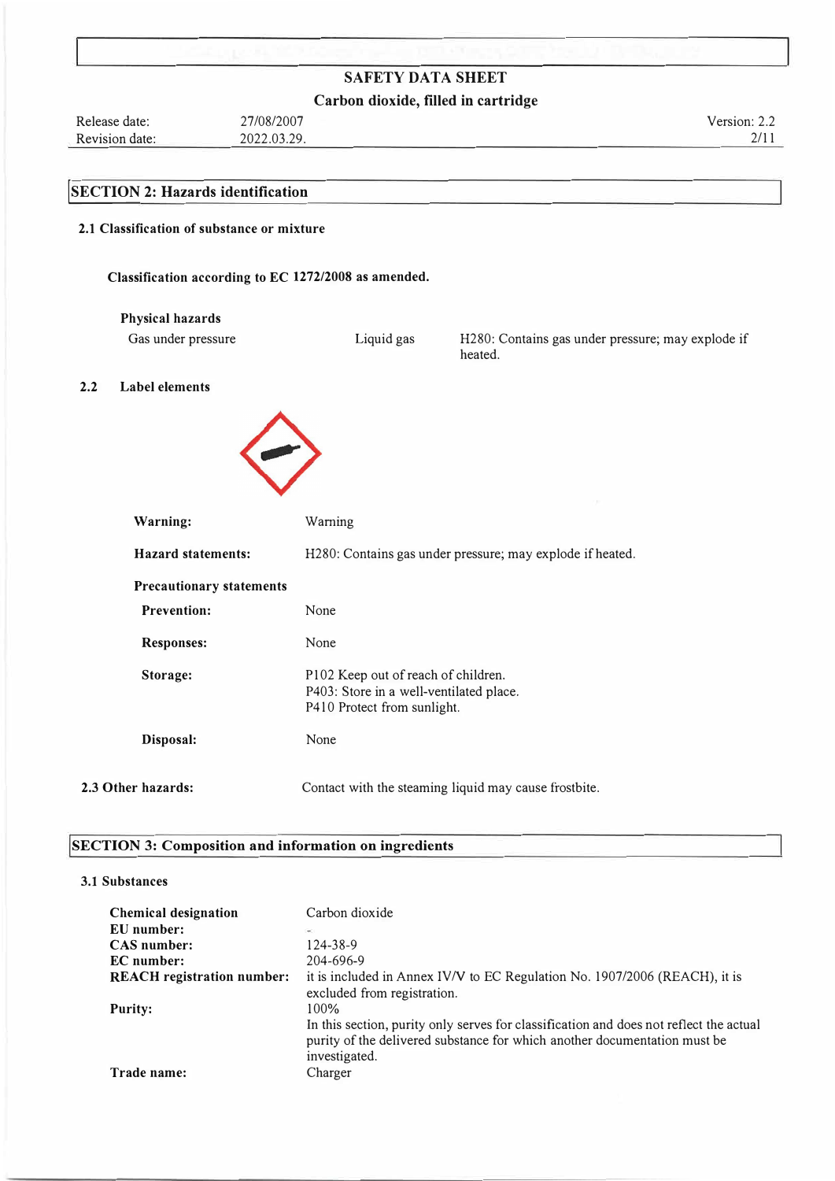# SAFETY DATA SHEET

**Carbon dioxide, filled in cartridge**

| Release date: | 27/08/2007 | Version: 2.2 |
| --- | --- | --- |
| Revision date: | 2022.03.29. | |

## SECTION 2: Hazards identification

### 2.1 Classification of substance or mixture

**Classification according to EC 1272/2008 as amended.**

**Physical hazards**

| Gas under pressure | Liquid gas | H280: Contains gas under pressure; may explode if heated. |
| --- | --- | --- |

### 2.2 Label elements

**Warning:** Warning

**Hazard statements:** H280: Contains gas under pressure; may explode if heated.

**Precautionary statements**

**Prevention:** None

**Responses:** None

**Storage:**
P102 Keep out of reach of children.
P403: Store in a well-ventilated place.
P410 Protect from sunlight.

**Disposal:** None

**2.3 Other hazards:** Contact with the steaming liquid may cause frostbite.

## SECTION 3: Composition and information on ingredients

### 3.1 Substances

**Chemical designation** Carbon dioxide
**EU number:** -
**CAS number:** 124-38-9
**EC number:** 204-696-9
**REACH registration number:** it is included in Annex IV/V to EC Regulation No. 1907/2006 (REACH), it is excluded from registration.
**Purity:** 100%
In this section, purity only serves for classification and does not reflect the actual purity of the delivered substance for which another documentation must be investigated.
**Trade name:** Charger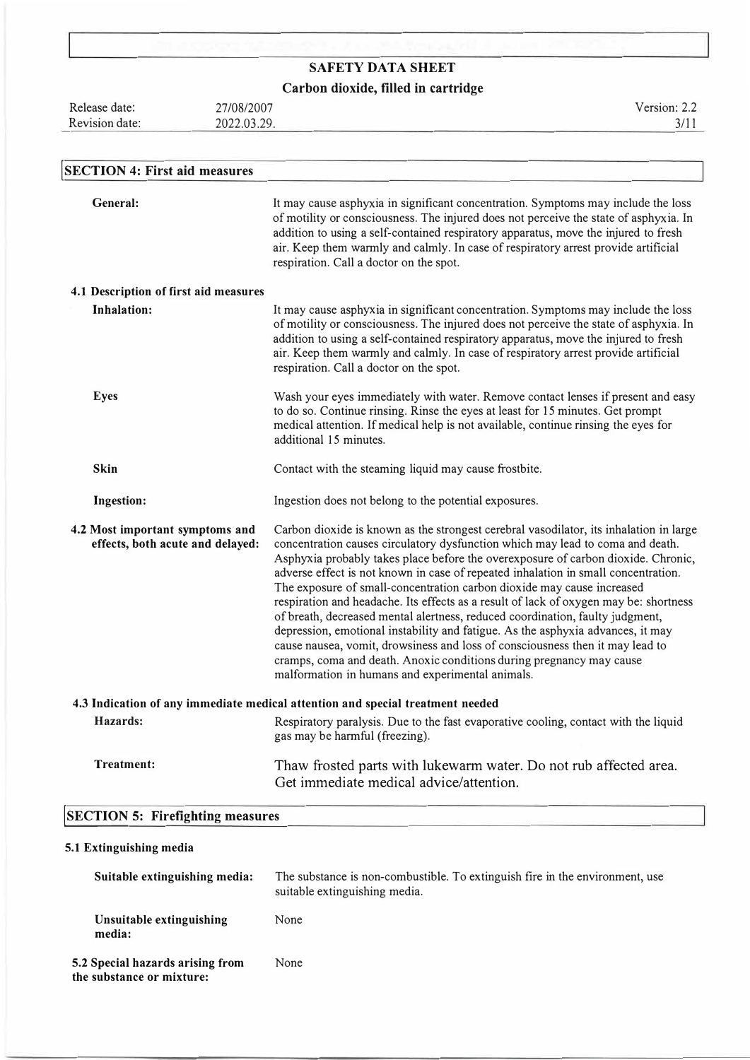## SECTION 4: First aid measures

**General:** It may cause asphyxia in significant concentration. Symptoms may include the loss of motility or consciousness. The injured does not perceive the state of asphyxia. In addition to using a self-contained respiratory apparatus, move the injured to fresh air. Keep them warmly and calmly. In case of respiratory arrest provide artificial respiration. Call a doctor on the spot.

### 4.1 Description of first aid measures

**Inhalation:** It may cause asphyxia in significant concentration. Symptoms may include the loss of motility or consciousness. The injured does not perceive the state of asphyxia. In addition to using a self-contained respiratory apparatus, move the injured to fresh air. Keep them warmly and calmly. In case of respiratory arrest provide artificial respiration. Call a doctor on the spot.

**Eyes** Wash your eyes immediately with water. Remove contact lenses if present and easy to do so. Continue rinsing. Rinse the eyes at least for 15 minutes. Get prompt medical attention. If medical help is not available, continue rinsing the eyes for additional 15 minutes.

**Skin** Contact with the steaming liquid may cause frostbite.

**Ingestion:** Ingestion does not belong to the potential exposures.

**4.2 Most important symptoms and effects, both acute and delayed:** Carbon dioxide is known as the strongest cerebral vasodilator, its inhalation in large concentration causes circulatory dysfunction which may lead to coma and death. Asphyxia probably takes place before the overexposure of carbon dioxide. Chronic, adverse effect is not known in case of repeated inhalation in small concentration. The exposure of small-concentration carbon dioxide may cause increased respiration and headache. Its effects as a result of lack of oxygen may be: shortness of breath, decreased mental alertness, reduced coordination, faulty judgment, depression, emotional instability and fatigue. As the asphyxia advances, it may cause nausea, vomit, drowsiness and loss of consciousness then it may lead to cramps, coma and death. Anoxic conditions during pregnancy may cause malformation in humans and experimental animals.

### 4.3 Indication of any immediate medical attention and special treatment needed

**Hazards:** Respiratory paralysis. Due to the fast evaporative cooling, contact with the liquid gas may be harmful (freezing).

**Treatment:** Thaw frosted parts with lukewarm water. Do not rub affected area. Get immediate medical advice/attention.

## SECTION 5: Firefighting measures

### 5.1 Extinguishing media

**Suitable extinguishing media:** The substance is non-combustible. To extinguish fire in the environment, use suitable extinguishing media.

**Unsuitable extinguishing media:** None

**5.2 Special hazards arising from the substance or mixture:** None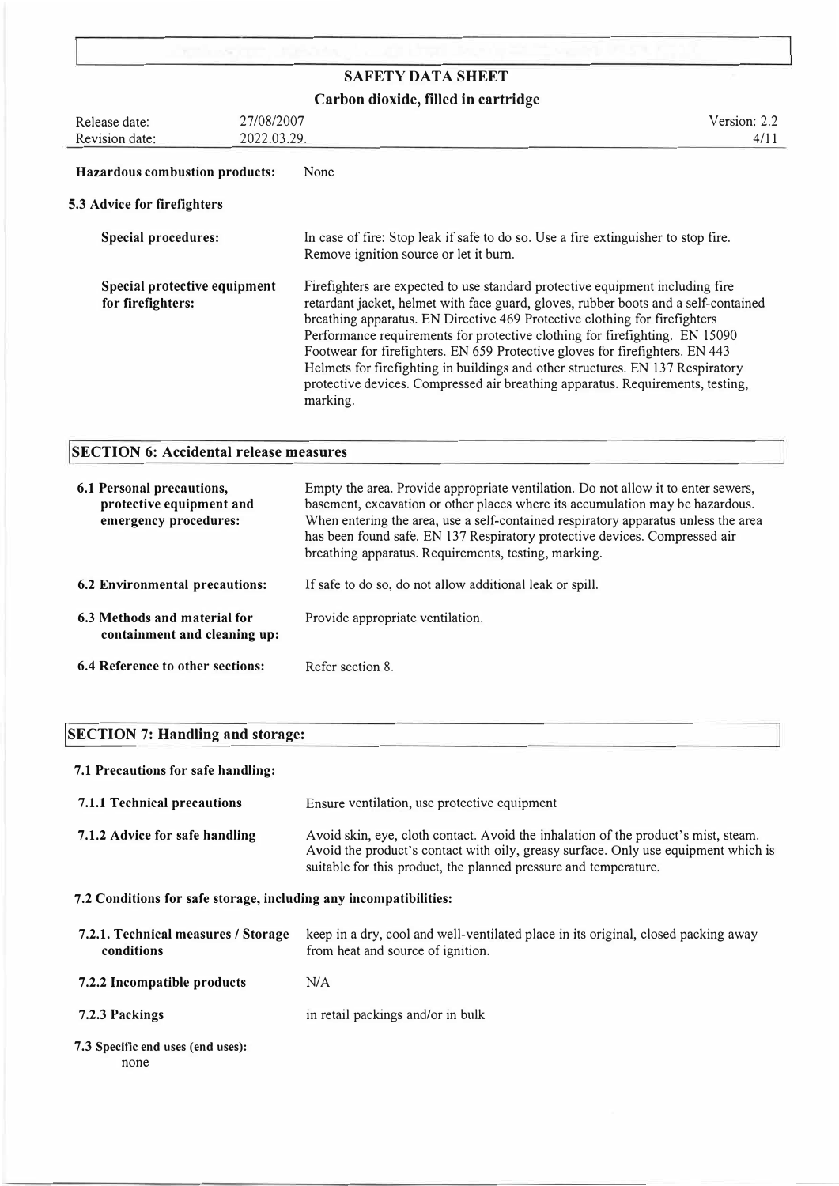**Hazardous combustion products:** None

### 5.3 Advice for firefighters

**Special procedures:** In case of fire: Stop leak if safe to do so. Use a fire extinguisher to stop fire. Remove ignition source or let it burn.

**Special protective equipment for firefighters:** Firefighters are expected to use standard protective equipment including fire retardant jacket, helmet with face guard, gloves, rubber boots and a self-contained breathing apparatus. EN Directive 469 Protective clothing for firefighters Performance requirements for protective clothing for firefighting. EN 15090 Footwear for firefighters. EN 659 Protective gloves for firefighters. EN 443 Helmets for firefighting in buildings and other structures. EN 137 Respiratory protective devices. Compressed air breathing apparatus. Requirements, testing, marking.

## SECTION 6: Accidental release measures

**6.1 Personal precautions, protective equipment and emergency procedures:** Empty the area. Provide appropriate ventilation. Do not allow it to enter sewers, basement, excavation or other places where its accumulation may be hazardous. When entering the area, use a self-contained respiratory apparatus unless the area has been found safe. EN 137 Respiratory protective devices. Compressed air breathing apparatus. Requirements, testing, marking.

**6.2 Environmental precautions:** If safe to do so, do not allow additional leak or spill.

**6.3 Methods and material for containment and cleaning up:** Provide appropriate ventilation.

**6.4 Reference to other sections:** Refer section 8.

## SECTION 7: Handling and storage:

### 7.1 Precautions for safe handling:

**7.1.1 Technical precautions** Ensure ventilation, use protective equipment

**7.1.2 Advice for safe handling** Avoid skin, eye, cloth contact. Avoid the inhalation of the product's mist, steam. Avoid the product's contact with oily, greasy surface. Only use equipment which is suitable for this product, the planned pressure and temperature.

### 7.2 Conditions for safe storage, including any incompatibilities:

**7.2.1. Technical measures / Storage conditions** keep in a dry, cool and well-ventilated place in its original, closed packing away from heat and source of ignition.

**7.2.2 Incompatible products** N/A

**7.2.3 Packings** in retail packings and/or in bulk

**7.3 Specific end uses (end uses):**
none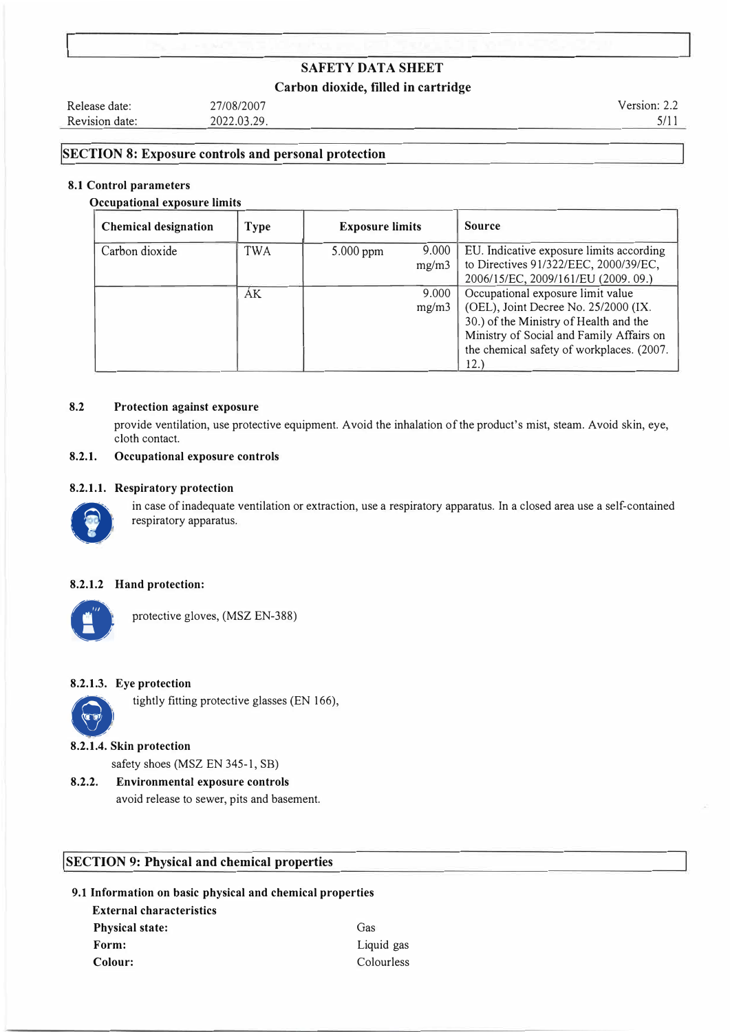# SAFETY DATA SHEET

## Carbon dioxide, filled in cartridge

| Release date: | 27/08/2007 | Version: 2.2 |
|---|---|---|
| Revision date: | 2022.03.29. | |

## SECTION 8: Exposure controls and personal protection

### 8.1 Control parameters

**Occupational exposure limits**

| Chemical designation | Type | Exposure limits | | Source |
|---|---|---|---|---|
| Carbon dioxide | TWA | 5.000 ppm | 9.000 mg/m3 | EU. Indicative exposure limits according to Directives 91/322/EEC, 2000/39/EC, 2006/15/EC, 2009/161/EU (2009. 09.) |
| | ÁK | | 9.000 mg/m3 | Occupational exposure limit value (OEL), Joint Decree No. 25/2000 (IX. 30.) of the Ministry of Health and the Ministry of Social and Family Affairs on the chemical safety of workplaces. (2007. 12.) |

### 8.2 Protection against exposure

provide ventilation, use protective equipment. Avoid the inhalation of the product's mist, steam. Avoid skin, eye, cloth contact.

#### 8.2.1. Occupational exposure controls

**8.2.1.1. Respiratory protection**

in case of inadequate ventilation or extraction, use a respiratory apparatus. In a closed area use a self-contained respiratory apparatus.

**8.2.1.2 Hand protection:**

protective gloves, (MSZ EN-388)

**8.2.1.3. Eye protection**

tightly fitting protective glasses (EN 166),

**8.2.1.4. Skin protection**

safety shoes (MSZ EN 345-1, SB)

#### 8.2.2. Environmental exposure controls

avoid release to sewer, pits and basement.

## SECTION 9: Physical and chemical properties

### 9.1 Information on basic physical and chemical properties

**External characteristics**

| | |
|---|---|
| **Physical state:** | Gas |
| **Form:** | Liquid gas |
| **Colour:** | Colourless |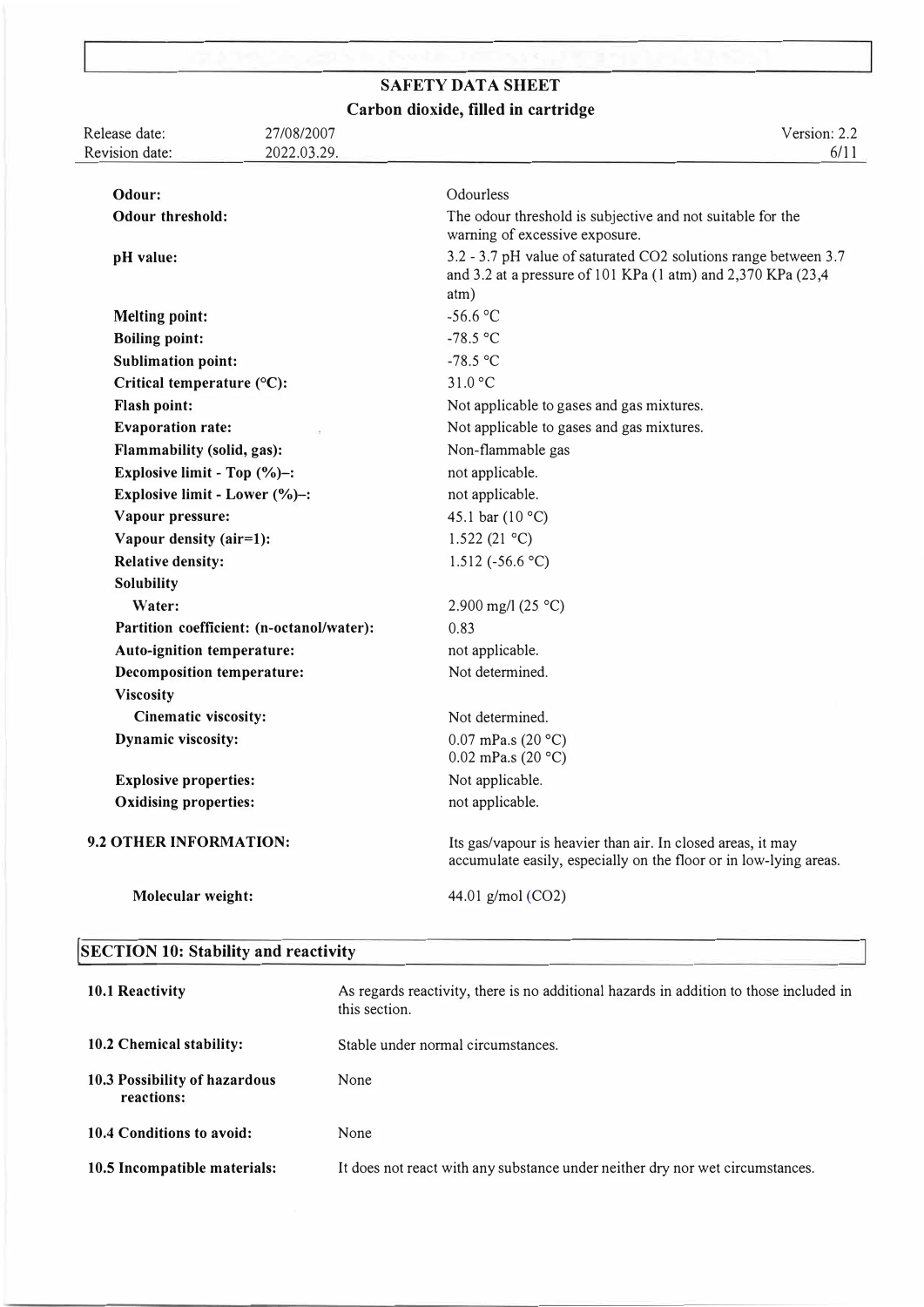| | |
|---|---|
| **Odour:** | Odourless |
| **Odour threshold:** | The odour threshold is subjective and not suitable for the warning of excessive exposure. |
| **pH value:** | 3.2 - 3.7 pH value of saturated $CO_2$ solutions range between 3.7 and 3.2 at a pressure of 101 KPa (1 atm) and 2,370 KPa (23,4 atm) |
| **Melting point:** | -56.6 °C |
| **Boiling point:** | -78.5 °C |
| **Sublimation point:** | -78.5 °C |
| **Critical temperature (°C):** | 31.0 °C |
| **Flash point:** | Not applicable to gases and gas mixtures. |
| **Evaporation rate:** | Not applicable to gases and gas mixtures. |
| **Flammability (solid, gas):** | Non-flammable gas |
| **Explosive limit - Top (%)–:** | not applicable. |
| **Explosive limit - Lower (%)–:** | not applicable. |
| **Vapour pressure:** | 45.1 bar (10 °C) |
| **Vapour density (air=1):** | 1.522 (21 °C) |
| **Relative density:** | 1.512 (-56.6 °C) |
| **Solubility** | |
| **Water:** | 2.900 mg/l (25 °C) |
| **Partition coefficient: (n-octanol/water):** | 0.83 |
| **Auto-ignition temperature:** | not applicable. |
| **Decomposition temperature:** | Not determined. |
| **Viscosity** | |
| **Cinematic viscosity:** | Not determined. |
| **Dynamic viscosity:** | 0.07 mPa.s (20 °C)<br>0.02 mPa.s (20 °C) |
| **Explosive properties:** | Not applicable. |
| **Oxidising properties:** | not applicable. |

| | |
|---|---|
| **9.2 OTHER INFORMATION:** | Its gas/vapour is heavier than air. In closed areas, it may accumulate easily, especially on the floor or in low-lying areas. |
| **Molecular weight:** | 44.01 g/mol ($CO_2$) |

## SECTION 10: Stability and reactivity

| | |
|---|---|
| **10.1 Reactivity** | As regards reactivity, there is no additional hazards in addition to those included in this section. |
| **10.2 Chemical stability:** | Stable under normal circumstances. |
| **10.3 Possibility of hazardous reactions:** | None |
| **10.4 Conditions to avoid:** | None |
| **10.5 Incompatible materials:** | It does not react with any substance under neither dry nor wet circumstances. |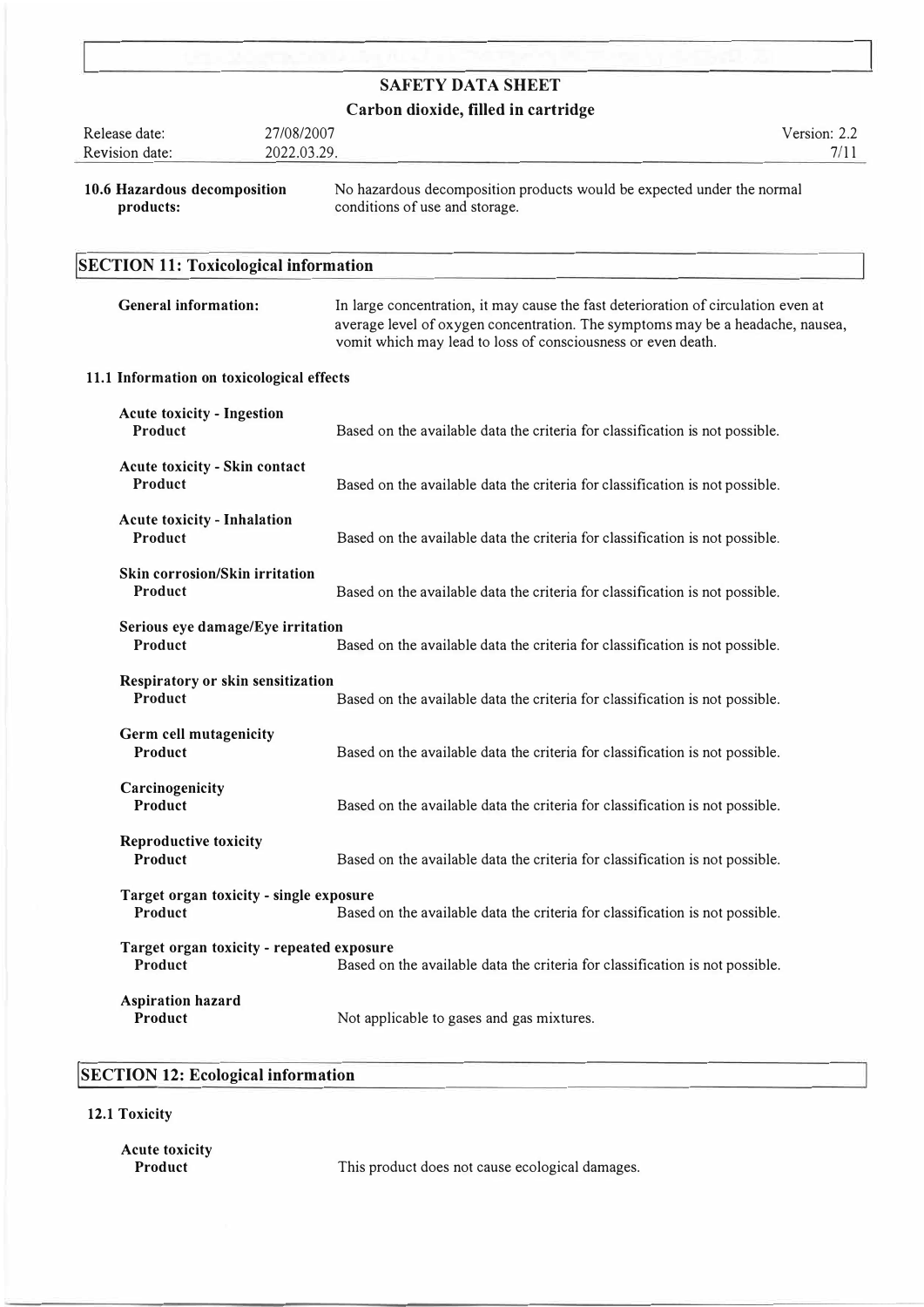**10.6 Hazardous decomposition products:** No hazardous decomposition products would be expected under the normal conditions of use and storage.

## SECTION 11: Toxicological information

**General information:** In large concentration, it may cause the fast deterioration of circulation even at average level of oxygen concentration. The symptoms may be a headache, nausea, vomit which may lead to loss of consciousness or even death.

### 11.1 Information on toxicological effects

**Acute toxicity - Ingestion**
**Product** Based on the available data the criteria for classification is not possible.

**Acute toxicity - Skin contact**
**Product** Based on the available data the criteria for classification is not possible.

**Acute toxicity - Inhalation**
**Product** Based on the available data the criteria for classification is not possible.

**Skin corrosion/Skin irritation**
**Product** Based on the available data the criteria for classification is not possible.

**Serious eye damage/Eye irritation**
**Product** Based on the available data the criteria for classification is not possible.

**Respiratory or skin sensitization**
**Product** Based on the available data the criteria for classification is not possible.

**Germ cell mutagenicity**
**Product** Based on the available data the criteria for classification is not possible.

**Carcinogenicity**
**Product** Based on the available data the criteria for classification is not possible.

**Reproductive toxicity**
**Product** Based on the available data the criteria for classification is not possible.

**Target organ toxicity - single exposure**
**Product** Based on the available data the criteria for classification is not possible.

**Target organ toxicity - repeated exposure**
**Product** Based on the available data the criteria for classification is not possible.

**Aspiration hazard**
**Product** Not applicable to gases and gas mixtures.

## SECTION 12: Ecological information

### 12.1 Toxicity

**Acute toxicity**
**Product** This product does not cause ecological damages.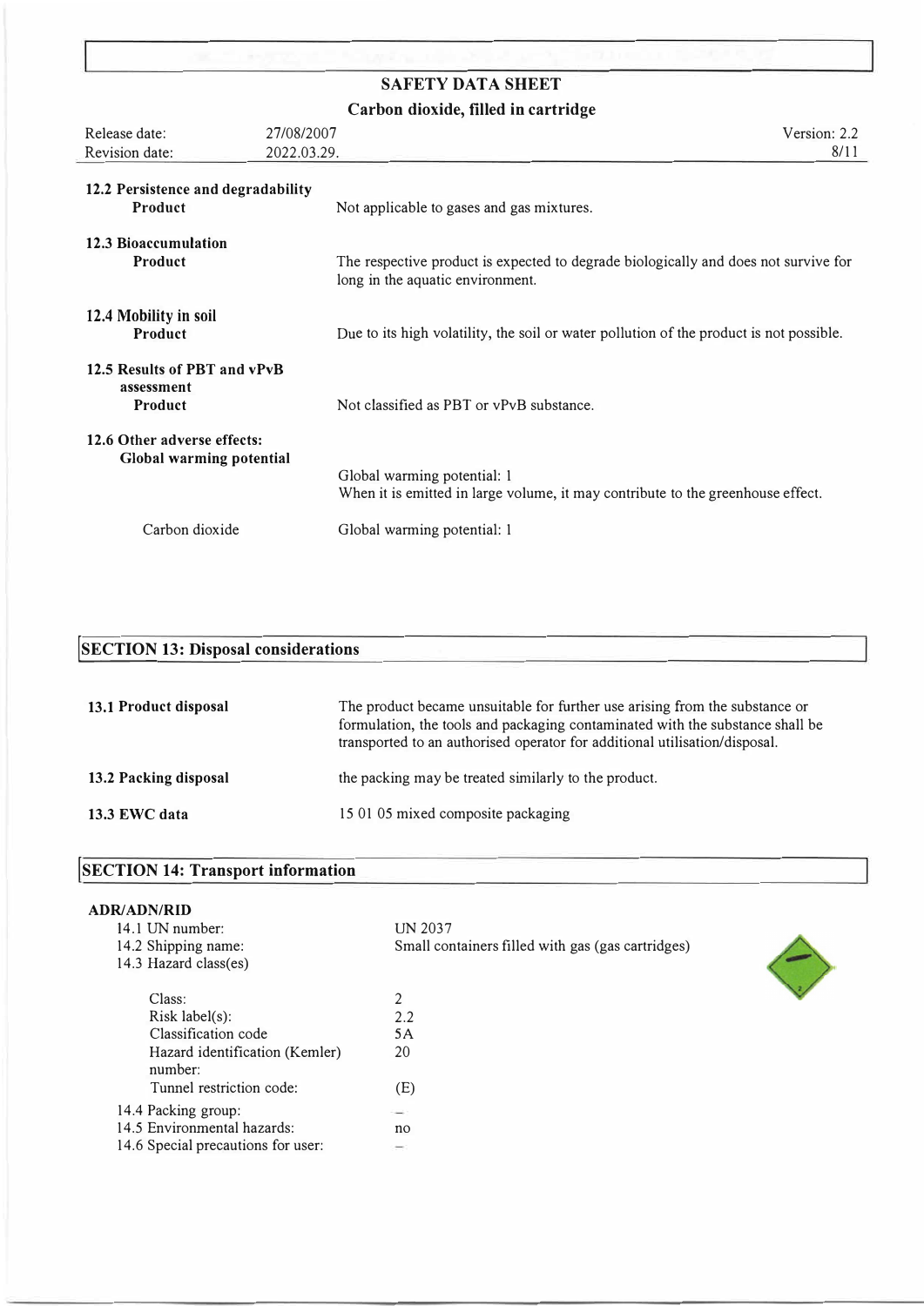## SAFETY DATA SHEET

**Carbon dioxide, filled in cartridge**

| Release date: | 27/08/2007 | Version: 2.2 |
|---|---|---|
| Revision date: | 2022.03.29. | |

**12.2 Persistence and degradability**

**Product** — Not applicable to gases and gas mixtures.

**12.3 Bioaccumulation**

**Product** — The respective product is expected to degrade biologically and does not survive for long in the aquatic environment.

**12.4 Mobility in soil**

**Product** — Due to its high volatility, the soil or water pollution of the product is not possible.

**12.5 Results of PBT and vPvB assessment**

**Product** — Not classified as PBT or vPvB substance.

**12.6 Other adverse effects:**

**Global warming potential**

Global warming potential: 1
When it is emitted in large volume, it may contribute to the greenhouse effect.

Carbon dioxide — Global warming potential: 1

## SECTION 13: Disposal considerations

**13.1 Product disposal** — The product became unsuitable for further use arising from the substance or formulation, the tools and packaging contaminated with the substance shall be transported to an authorised operator for additional utilisation/disposal.

**13.2 Packing disposal** — the packing may be treated similarly to the product.

**13.3 EWC data** — 15 01 05 mixed composite packaging

## SECTION 14: Transport information

**ADR/ADN/RID**

| | |
|---|---|
| 14.1 UN number: | UN 2037 |
| 14.2 Shipping name: | Small containers filled with gas (gas cartridges) |
| 14.3 Hazard class(es) | |
| Class: | 2 |
| Risk label(s): | 2.2 |
| Classification code | 5A |
| Hazard identification (Kemler) number: | 20 |
| Tunnel restriction code: | (E) |
| 14.4 Packing group: | – |
| 14.5 Environmental hazards: | no |
| 14.6 Special precautions for user: | – |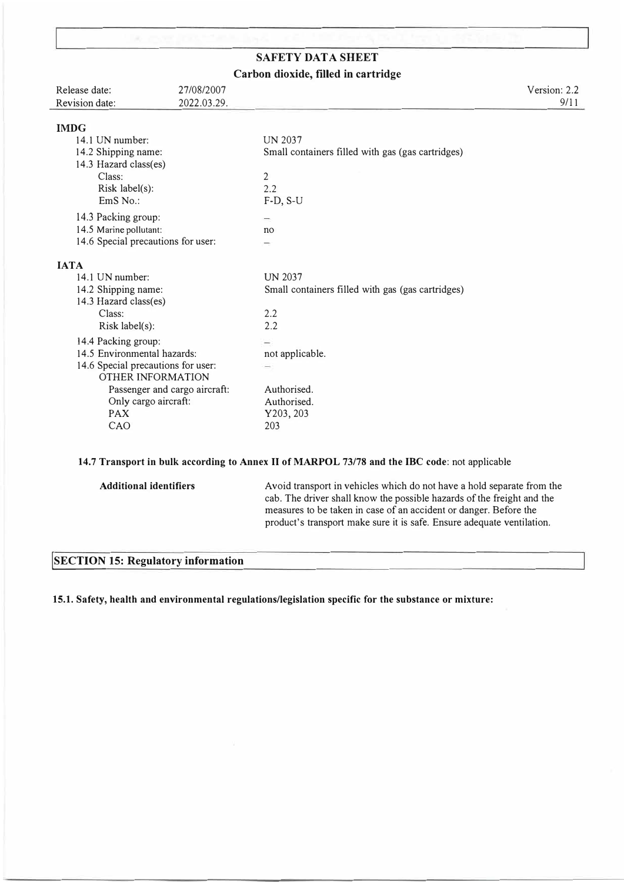**IMDG**

| | |
|---|---|
| 14.1 UN number: | UN 2037 |
| 14.2 Shipping name: | Small containers filled with gas (gas cartridges) |
| 14.3 Hazard class(es) | |
| Class: | 2 |
| Risk label(s): | 2.2 |
| EmS No.: | F-D, S-U |
| 14.3 Packing group: | – |
| 14.5 Marine pollutant: | no |
| 14.6 Special precautions for user: | – |

**IATA**

| | |
|---|---|
| 14.1 UN number: | UN 2037 |
| 14.2 Shipping name: | Small containers filled with gas (gas cartridges) |
| 14.3 Hazard class(es) | |
| Class: | 2.2 |
| Risk label(s): | 2.2 |
| 14.4 Packing group: | – |
| 14.5 Environmental hazards: | not applicable. |
| 14.6 Special precautions for user: | – |
| OTHER INFORMATION | |
| Passenger and cargo aircraft: | Authorised. |
| Only cargo aircraft: | Authorised. |
| PAX | Y203, 203 |
| CAO | 203 |

**14.7 Transport in bulk according to Annex II of MARPOL 73/78 and the IBC code**: not applicable

**Additional identifiers**

Avoid transport in vehicles which do not have a hold separate from the cab. The driver shall know the possible hazards of the freight and the measures to be taken in case of an accident or danger. Before the product's transport make sure it is safe. Ensure adequate ventilation.

## SECTION 15: Regulatory information

**15.1. Safety, health and environmental regulations/legislation specific for the substance or mixture:**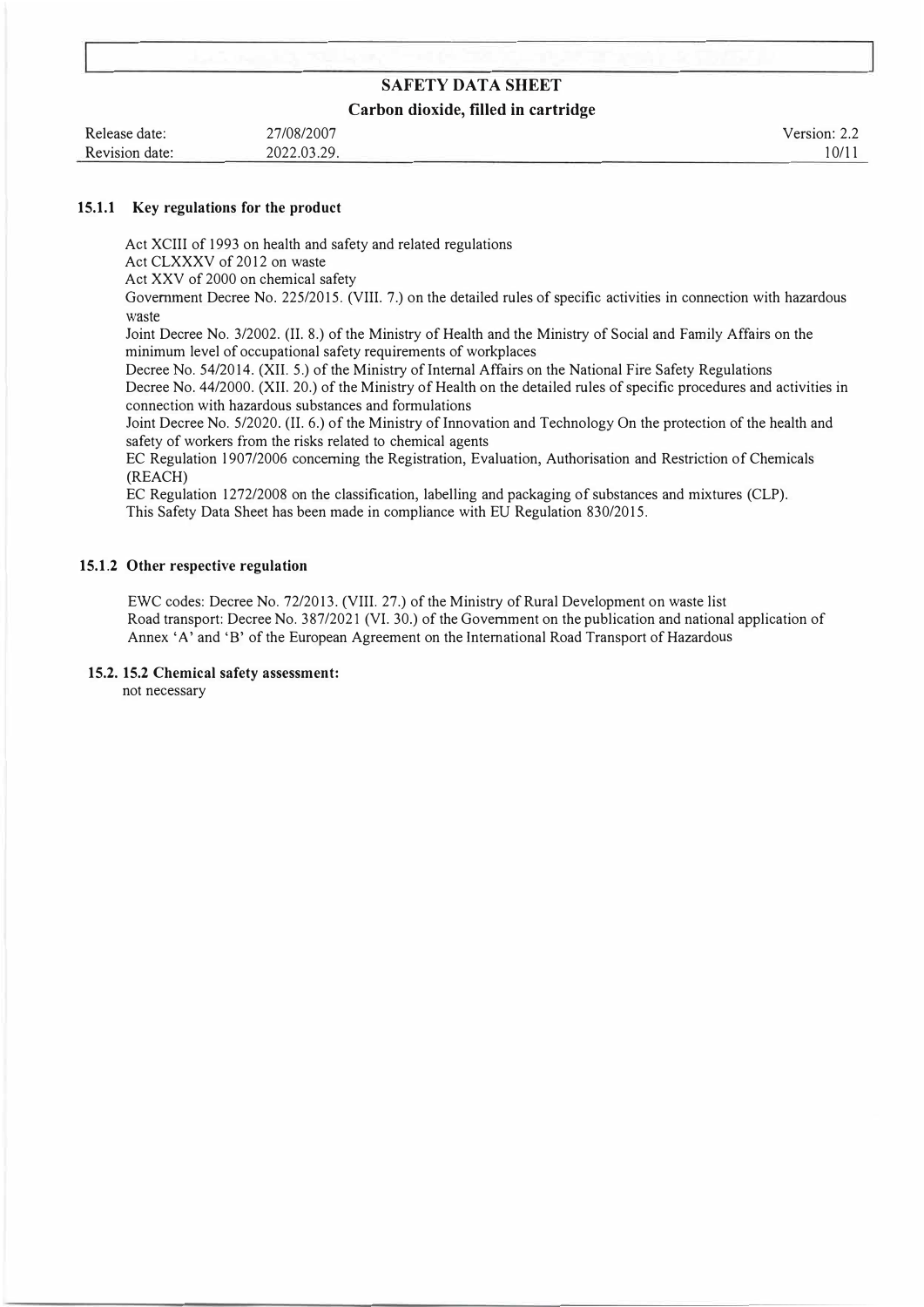### 15.1.1 Key regulations for the product

Act XCIII of 1993 on health and safety and related regulations
Act CLXXXV of 2012 on waste
Act XXV of 2000 on chemical safety
Government Decree No. 225/2015. (VIII. 7.) on the detailed rules of specific activities in connection with hazardous waste
Joint Decree No. 3/2002. (II. 8.) of the Ministry of Health and the Ministry of Social and Family Affairs on the minimum level of occupational safety requirements of workplaces
Decree No. 54/2014. (XII. 5.) of the Ministry of Internal Affairs on the National Fire Safety Regulations
Decree No. 44/2000. (XII. 20.) of the Ministry of Health on the detailed rules of specific procedures and activities in connection with hazardous substances and formulations
Joint Decree No. 5/2020. (II. 6.) of the Ministry of Innovation and Technology On the protection of the health and safety of workers from the risks related to chemical agents
EC Regulation 1907/2006 concerning the Registration, Evaluation, Authorisation and Restriction of Chemicals (REACH)
EC Regulation 1272/2008 on the classification, labelling and packaging of substances and mixtures (CLP).
This Safety Data Sheet has been made in compliance with EU Regulation 830/2015.

### 15.1.2 Other respective regulation

EWC codes: Decree No. 72/2013. (VIII. 27.) of the Ministry of Rural Development on waste list
Road transport: Decree No. 387/2021 (VI. 30.) of the Government on the publication and national application of Annex 'A' and 'B' of the European Agreement on the International Road Transport of Hazardous

### 15.2. 15.2 Chemical safety assessment:

not necessary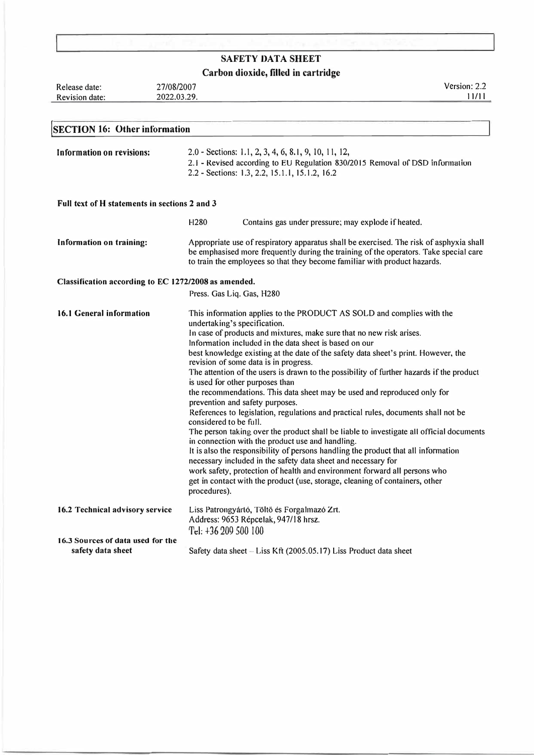## SECTION 16: Other information

**Information on revisions:**

2.0 - Sections: 1.1, 2, 3, 4, 6, 8.1, 9, 10, 11, 12,
2.1 - Revised according to EU Regulation 830/2015 Removal of DSD information
2.2 - Sections: 1.3, 2.2, 15.1.1, 15.1.2, 16.2

**Full text of H statements in sections 2 and 3**

H280 Contains gas under pressure; may explode if heated.

**Information on training:**

Appropriate use of respiratory apparatus shall be exercised. The risk of asphyxia shall be emphasised more frequently during the training of the operators. Take special care to train the employees so that they become familiar with product hazards.

**Classification according to EC 1272/2008 as amended.**

Press. Gas Liq. Gas, H280

**16.1 General information**

This information applies to the PRODUCT AS SOLD and complies with the undertaking's specification.
In case of products and mixtures, make sure that no new risk arises.
Information included in the data sheet is based on our
best knowledge existing at the date of the safety data sheet's print. However, the revision of some data is in progress.
The attention of the users is drawn to the possibility of further hazards if the product is used for other purposes than
the recommendations. This data sheet may be used and reproduced only for prevention and safety purposes.
References to legislation, regulations and practical rules, documents shall not be considered to be full.
The person taking over the product shall be liable to investigate all official documents in connection with the product use and handling.
It is also the responsibility of persons handling the product that all information necessary included in the safety data sheet and necessary for
work safety, protection of health and environment forward all persons who get in contact with the product (use, storage, cleaning of containers, other procedures).

**16.2 Technical advisory service**

Liss Patrongyártó, Töltő és Forgalmazó Zrt.
Address: 9653 Répcelak, 947/18 hrsz.
Tel: +36 209 500 100

**16.3 Sources of data used for the safety data sheet**

Safety data sheet – Liss Kft (2005.05.17) Liss Product data sheet